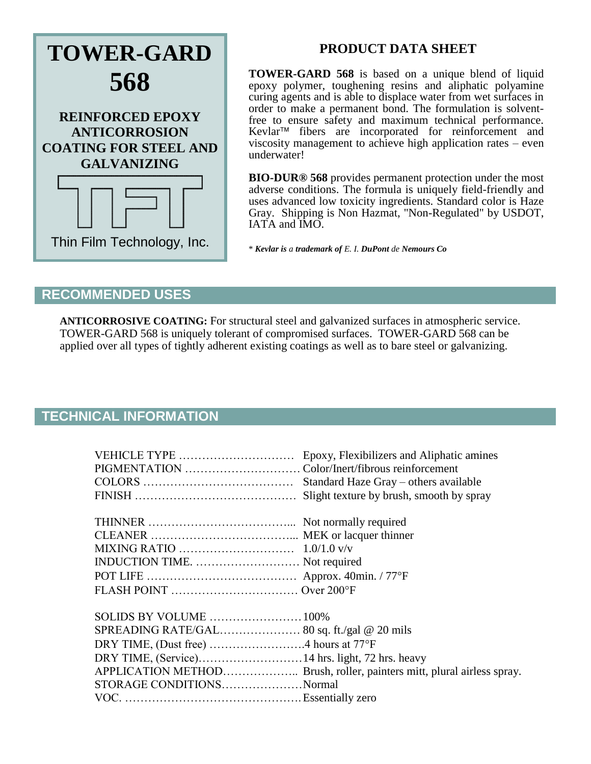# TOWER-GARD 568

**REINFORCED EPOXY ANTICORROSION COATING FOR STEEL AND GALVANIZING**

Thin Film Technology, Inc.

## PRODUCT DATA SHEET

**TOWER-GARD 568** is based on a unique blend of liquid epoxy polymer, toughening resins and aliphatic polyamine curing agents and is able to displace water from wet surfaces in order to make a permanent bond. The formulation is solvent-free to ensure safety and maximum technical performance. Kevlar™ fibers are incorporated for reinforcement and viscosity management to achieve high application rates – even underwater!

**BIO-DUR® 568** provides permanent protection under the most adverse conditions. The formula is uniquely field-friendly and uses advanced low toxicity ingredients. Standard color is Haze Gray. Shipping is Non Hazmat, "Non-Regulated" by USDOT, IATA and IMO.

* ***Kevlar is** a **trademark of** E. I. **DuPont** de **Nemours Co***

## RECOMMENDED USES

**ANTICORROSIVE COATING:** For structural steel and galvanized surfaces in atmospheric service. TOWER-GARD 568 is uniquely tolerant of compromised surfaces. TOWER-GARD 568 can be applied over all types of tightly adherent existing coatings as well as to bare steel or galvanizing.

## TECHNICAL INFORMATION

| | |
|---|---|
| VEHICLE TYPE | Epoxy, Flexibilizers and Aliphatic amines |
| PIGMENTATION | Color/Inert/fibrous reinforcement |
| COLORS | Standard Haze Gray – others available |
| FINISH | Slight texture by brush, smooth by spray |
| THINNER | Not normally required |
| CLEANER | MEK or lacquer thinner |
| MIXING RATIO | 1.0/1.0 v/v |
| INDUCTION TIME. | Not required |
| POT LIFE | Approx. 40min. / 77°F |
| FLASH POINT | Over 200°F |
| SOLIDS BY VOLUME | 100% |
| SPREADING RATE/GAL | 80 sq. ft./gal @ 20 mils |
| DRY TIME, (Dust free) | 4 hours at 77°F |
| DRY TIME, (Service) | 14 hrs. light, 72 hrs. heavy |
| APPLICATION METHOD | Brush, roller, painters mitt, plural airless spray. |
| STORAGE CONDITIONS | Normal |
| VOC. | Essentially zero |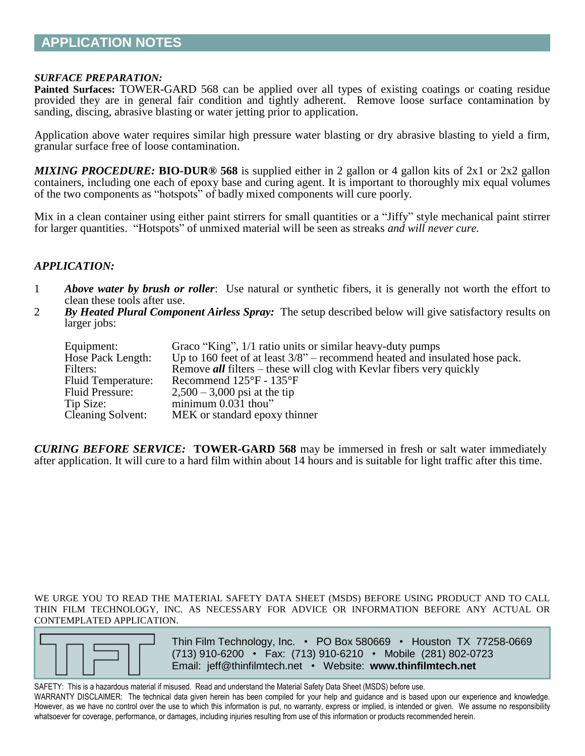## APPLICATION NOTES

***SURFACE PREPARATION:***

**Painted Surfaces:** TOWER-GARD 568 can be applied over all types of existing coatings or coating residue provided they are in general fair condition and tightly adherent. Remove loose surface contamination by sanding, discing, abrasive blasting or water jetting prior to application.

Application above water requires similar high pressure water blasting or dry abrasive blasting to yield a firm, granular surface free of loose contamination.

***MIXING PROCEDURE:*** **BIO-DUR® 568** is supplied either in 2 gallon or 4 gallon kits of 2x1 or 2x2 gallon containers, including one each of epoxy base and curing agent. It is important to thoroughly mix equal volumes of the two components as "hotspots" of badly mixed components will cure poorly.

Mix in a clean container using either paint stirrers for small quantities or a "Jiffy" style mechanical paint stirrer for larger quantities. "Hotspots" of unmixed material will be seen as streaks *and will never cure.*

***APPLICATION:***

1 ***Above water by brush or roller***: Use natural or synthetic fibers, it is generally not worth the effort to clean these tools after use.
2 ***By Heated Plural Component Airless Spray:*** The setup described below will give satisfactory results on larger jobs:

| | |
|---|---|
| Equipment: | Graco "King", 1/1 ratio units or similar heavy-duty pumps |
| Hose Pack Length: | Up to 160 feet of at least 3/8" – recommend heated and insulated hose pack. |
| Filters: | Remove ***all*** filters – these will clog with Kevlar fibers very quickly |
| Fluid Temperature: | Recommend 125°F - 135°F |
| Fluid Pressure: | 2,500 – 3,000 psi at the tip |
| Tip Size: | minimum 0.031 thou" |
| Cleaning Solvent: | MEK or standard epoxy thinner |

***CURING BEFORE SERVICE:*** **TOWER-GARD 568** may be immersed in fresh or salt water immediately after application. It will cure to a hard film within about 14 hours and is suitable for light traffic after this time.

WE URGE YOU TO READ THE MATERIAL SAFETY DATA SHEET (MSDS) BEFORE USING PRODUCT AND TO CALL THIN FILM TECHNOLOGY, INC. AS NECESSARY FOR ADVICE OR INFORMATION BEFORE ANY ACTUAL OR CONTEMPLATED APPLICATION.

Thin Film Technology, Inc. • PO Box 580669 • Houston TX 77258-0669
(713) 910-6200 • Fax: (713) 910-6210 • Mobile (281) 802-0723
Email: jeff@thinfilmtech.net • Website: **www.thinfilmtech.net**

SAFETY: This is a hazardous material if misused. Read and understand the Material Safety Data Sheet (MSDS) before use.

WARRANTY DISCLAIMER: The technical data given herein has been compiled for your help and guidance and is based upon our experience and knowledge. However, as we have no control over the use to which this information is put, no warranty, express or implied, is intended or given. We assume no responsibility whatsoever for coverage, performance, or damages, including injuries resulting from use of this information or products recommended herein.